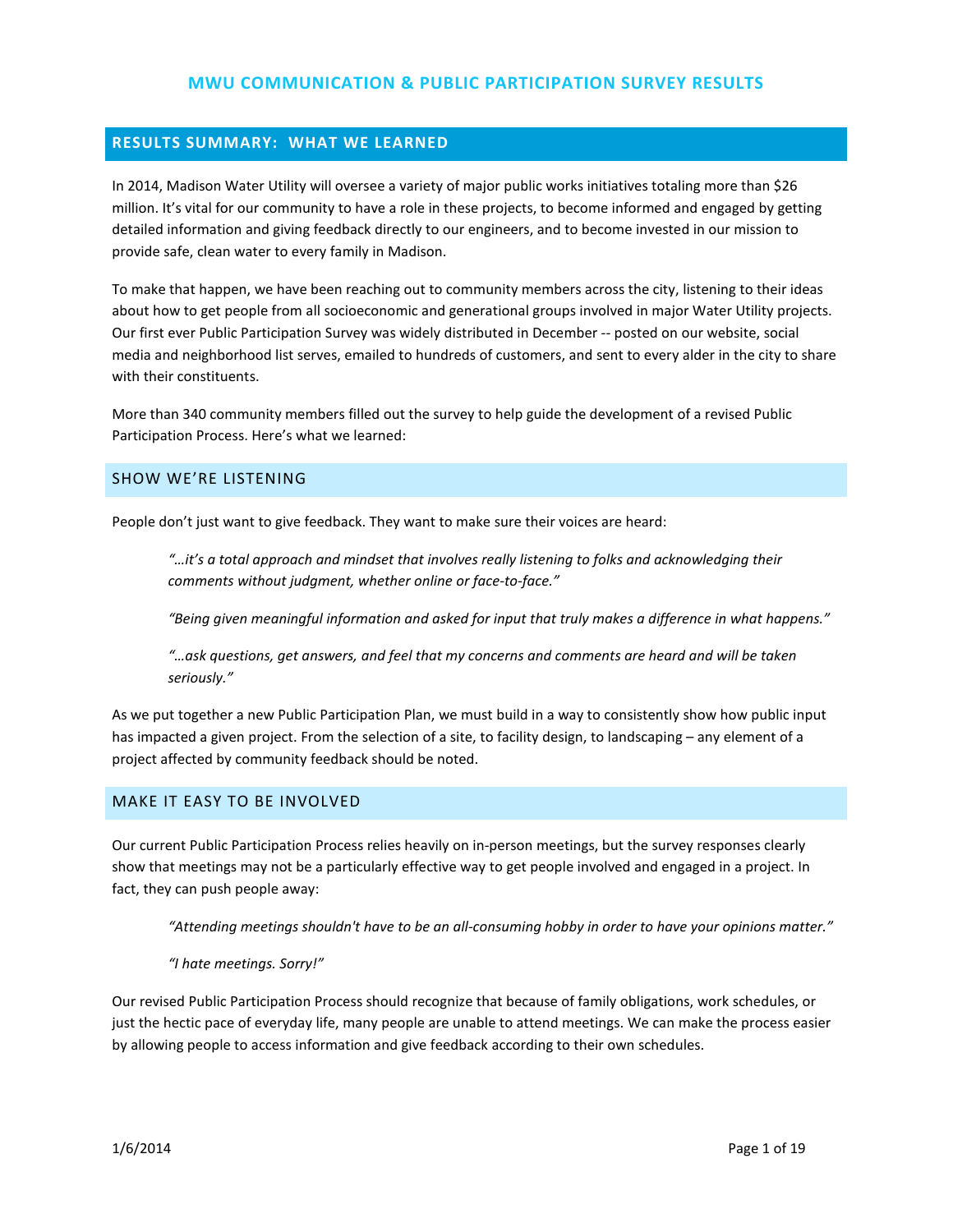# MWU COMMUNICATION & PUBLIC PARTICIPATION SURVEY RESULTS

## RESULTS SUMMARY: WHAT WE LEARNED

In 2014, Madison Water Utility will oversee a variety of major public works initiatives totaling more than $26 million. It's vital for our community to have a role in these projects, to become informed and engaged by getting detailed information and giving feedback directly to our engineers, and to become invested in our mission to provide safe, clean water to every family in Madison.

To make that happen, we have been reaching out to community members across the city, listening to their ideas about how to get people from all socioeconomic and generational groups involved in major Water Utility projects. Our first ever Public Participation Survey was widely distributed in December -- posted on our website, social media and neighborhood list serves, emailed to hundreds of customers, and sent to every alder in the city to share with their constituents.

More than 340 community members filled out the survey to help guide the development of a revised Public Participation Process. Here's what we learned:

### SHOW WE'RE LISTENING

People don't just want to give feedback. They want to make sure their voices are heard:

> *"…it's a total approach and mindset that involves really listening to folks and acknowledging their comments without judgment, whether online or face-to-face."*
>
> *"Being given meaningful information and asked for input that truly makes a difference in what happens."*
>
> *"…ask questions, get answers, and feel that my concerns and comments are heard and will be taken seriously."*

As we put together a new Public Participation Plan, we must build in a way to consistently show how public input has impacted a given project. From the selection of a site, to facility design, to landscaping – any element of a project affected by community feedback should be noted.

### MAKE IT EASY TO BE INVOLVED

Our current Public Participation Process relies heavily on in-person meetings, but the survey responses clearly show that meetings may not be a particularly effective way to get people involved and engaged in a project. In fact, they can push people away:

> *"Attending meetings shouldn't have to be an all-consuming hobby in order to have your opinions matter."*
>
> *"I hate meetings. Sorry!"*

Our revised Public Participation Process should recognize that because of family obligations, work schedules, or just the hectic pace of everyday life, many people are unable to attend meetings. We can make the process easier by allowing people to access information and give feedback according to their own schedules.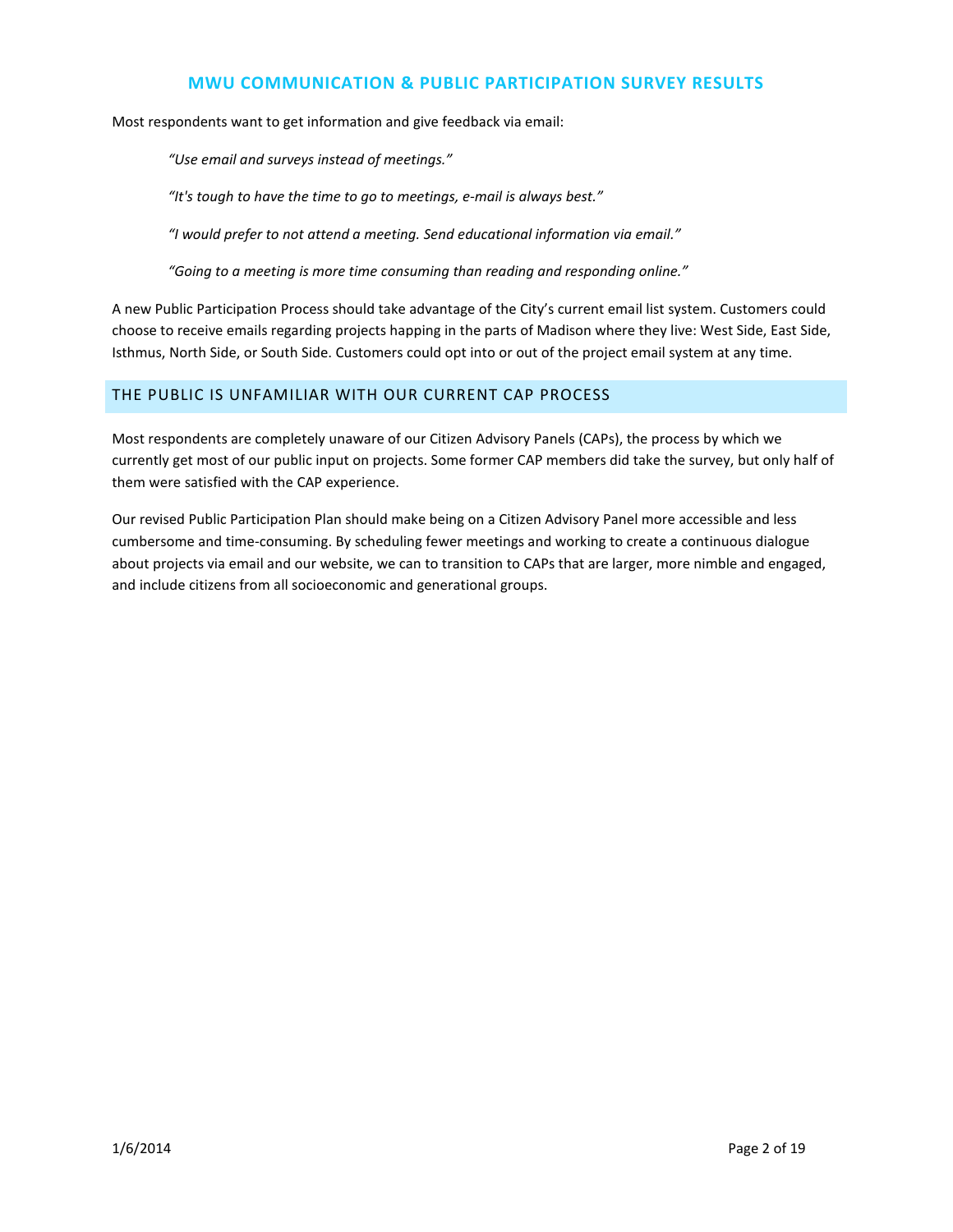Most respondents want to get information and give feedback via email:

> *"Use email and surveys instead of meetings."*
>
> *"It's tough to have the time to go to meetings, e-mail is always best."*
>
> *"I would prefer to not attend a meeting. Send educational information via email."*
>
> *"Going to a meeting is more time consuming than reading and responding online."*

A new Public Participation Process should take advantage of the City's current email list system. Customers could choose to receive emails regarding projects happing in the parts of Madison where they live: West Side, East Side, Isthmus, North Side, or South Side. Customers could opt into or out of the project email system at any time.

## THE PUBLIC IS UNFAMILIAR WITH OUR CURRENT CAP PROCESS

Most respondents are completely unaware of our Citizen Advisory Panels (CAPs), the process by which we currently get most of our public input on projects. Some former CAP members did take the survey, but only half of them were satisfied with the CAP experience.

Our revised Public Participation Plan should make being on a Citizen Advisory Panel more accessible and less cumbersome and time-consuming. By scheduling fewer meetings and working to create a continuous dialogue about projects via email and our website, we can to transition to CAPs that are larger, more nimble and engaged, and include citizens from all socioeconomic and generational groups.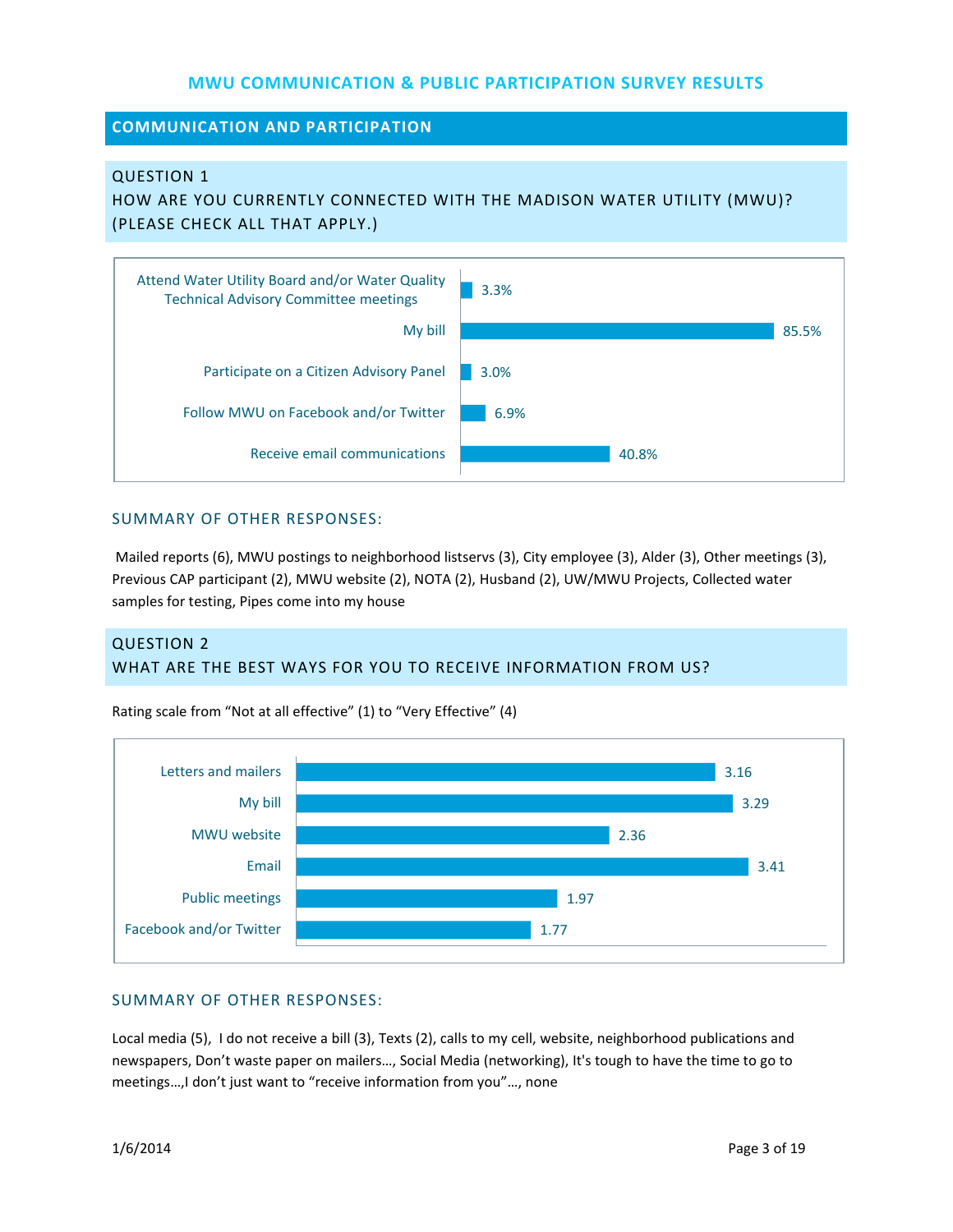# MWU COMMUNICATION & PUBLIC PARTICIPATION SURVEY RESULTS

## COMMUNICATION AND PARTICIPATION

### QUESTION 1
### HOW ARE YOU CURRENTLY CONNECTED WITH THE MADISON WATER UTILITY (MWU)? (PLEASE CHECK ALL THAT APPLY.)

| Response | Percent |
| --- | --- |
| Attend Water Utility Board and/or Water Quality Technical Advisory Committee meetings | 3.3% |
| My bill | 85.5% |
| Participate on a Citizen Advisory Panel | 3.0% |
| Follow MWU on Facebook and/or Twitter | 6.9% |
| Receive email communications | 40.8% |

#### SUMMARY OF OTHER RESPONSES:

Mailed reports (6), MWU postings to neighborhood listservs (3), City employee (3), Alder (3), Other meetings (3), Previous CAP participant (2), MWU website (2), NOTA (2), Husband (2), UW/MWU Projects, Collected water samples for testing, Pipes come into my house

### QUESTION 2
### WHAT ARE THE BEST WAYS FOR YOU TO RECEIVE INFORMATION FROM US?

Rating scale from "Not at all effective" (1) to "Very Effective" (4)

| Method | Rating |
| --- | --- |
| Letters and mailers | 3.16 |
| My bill | 3.29 |
| MWU website | 2.36 |
| Email | 3.41 |
| Public meetings | 1.97 |
| Facebook and/or Twitter | 1.77 |

#### SUMMARY OF OTHER RESPONSES:

Local media (5), I do not receive a bill (3), Texts (2), calls to my cell, website, neighborhood publications and newspapers, Don't waste paper on mailers…, Social Media (networking), It's tough to have the time to go to meetings…,I don't just want to "receive information from you"…, none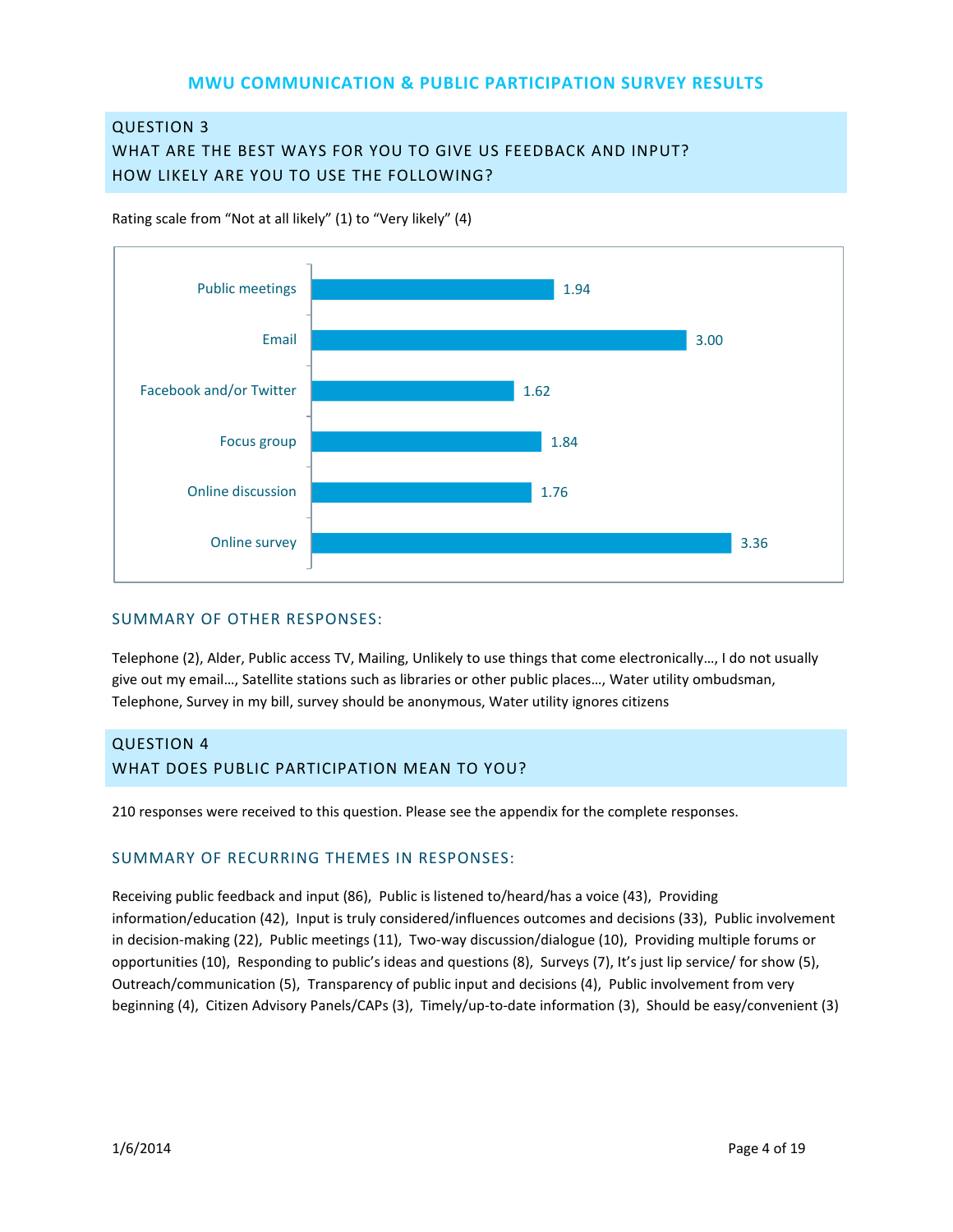## MWU COMMUNICATION & PUBLIC PARTICIPATION SURVEY RESULTS

### QUESTION 3
### WHAT ARE THE BEST WAYS FOR YOU TO GIVE US FEEDBACK AND INPUT? HOW LIKELY ARE YOU TO USE THE FOLLOWING?

Rating scale from "Not at all likely" (1) to "Very likely" (4)

| Method | Rating |
| --- | --- |
| Public meetings | 1.94 |
| Email | 3.00 |
| Facebook and/or Twitter | 1.62 |
| Focus group | 1.84 |
| Online discussion | 1.76 |
| Online survey | 3.36 |

#### SUMMARY OF OTHER RESPONSES:

Telephone (2), Alder, Public access TV, Mailing, Unlikely to use things that come electronically…, I do not usually give out my email…, Satellite stations such as libraries or other public places…, Water utility ombudsman, Telephone, Survey in my bill, survey should be anonymous, Water utility ignores citizens

### QUESTION 4
### WHAT DOES PUBLIC PARTICIPATION MEAN TO YOU?

210 responses were received to this question. Please see the appendix for the complete responses.

#### SUMMARY OF RECURRING THEMES IN RESPONSES:

Receiving public feedback and input (86), Public is listened to/heard/has a voice (43), Providing information/education (42), Input is truly considered/influences outcomes and decisions (33), Public involvement in decision-making (22), Public meetings (11), Two-way discussion/dialogue (10), Providing multiple forums or opportunities (10), Responding to public's ideas and questions (8), Surveys (7), It's just lip service/ for show (5), Outreach/communication (5), Transparency of public input and decisions (4), Public involvement from very beginning (4), Citizen Advisory Panels/CAPs (3), Timely/up-to-date information (3), Should be easy/convenient (3)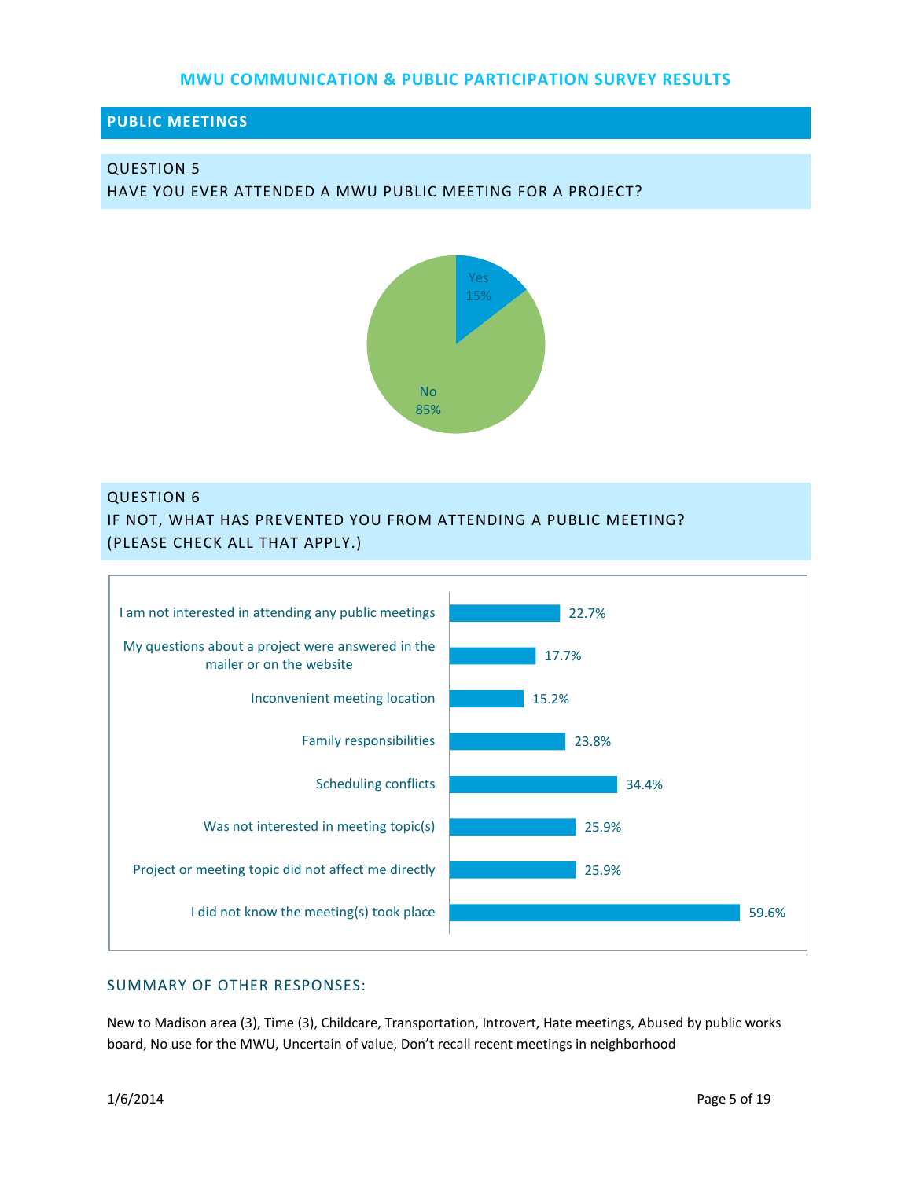# MWU COMMUNICATION & PUBLIC PARTICIPATION SURVEY RESULTS

## PUBLIC MEETINGS

### QUESTION 5
### HAVE YOU EVER ATTENDED A MWU PUBLIC MEETING FOR A PROJECT?

| Response | Percent |
|---|---|
| Yes | 15% |
| No | 85% |

### QUESTION 6
### IF NOT, WHAT HAS PREVENTED YOU FROM ATTENDING A PUBLIC MEETING? (PLEASE CHECK ALL THAT APPLY.)

| Response | Percent |
|---|---|
| I am not interested in attending any public meetings | 22.7% |
| My questions about a project were answered in the mailer or on the website | 17.7% |
| Inconvenient meeting location | 15.2% |
| Family responsibilities | 23.8% |
| Scheduling conflicts | 34.4% |
| Was not interested in meeting topic(s) | 25.9% |
| Project or meeting topic did not affect me directly | 25.9% |
| I did not know the meeting(s) took place | 59.6% |

### SUMMARY OF OTHER RESPONSES:

New to Madison area (3), Time (3), Childcare, Transportation, Introvert, Hate meetings, Abused by public works board, No use for the MWU, Uncertain of value, Don't recall recent meetings in neighborhood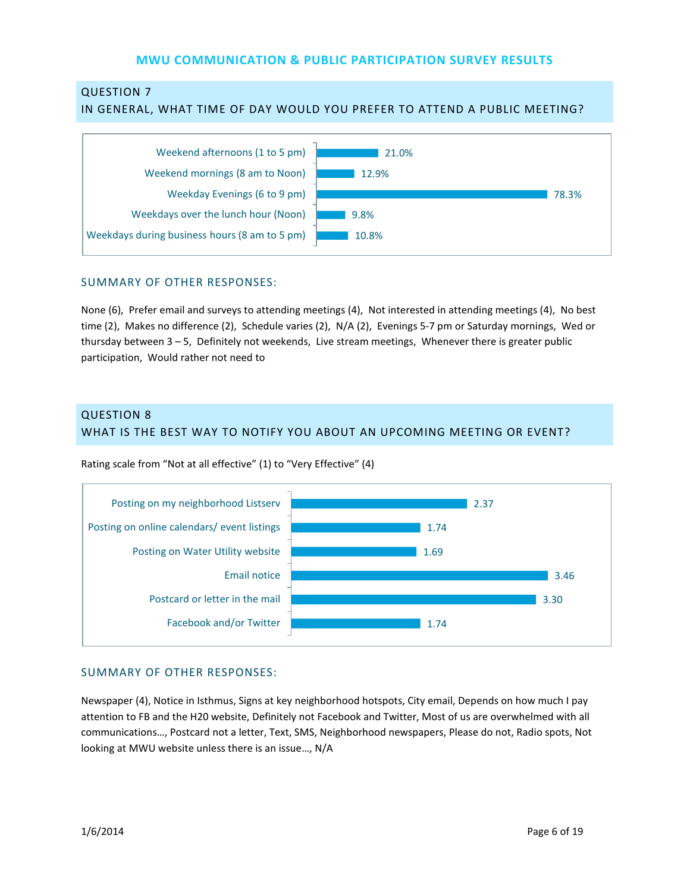# MWU COMMUNICATION & PUBLIC PARTICIPATION SURVEY RESULTS

## QUESTION 7
## IN GENERAL, WHAT TIME OF DAY WOULD YOU PREFER TO ATTEND A PUBLIC MEETING?

| Time of day | Percent |
|---|---|
| Weekend afternoons (1 to 5 pm) | 21.0% |
| Weekend mornings (8 am to Noon) | 12.9% |
| Weekday Evenings (6 to 9 pm) | 78.3% |
| Weekdays over the lunch hour (Noon) | 9.8% |
| Weekdays during business hours (8 am to 5 pm) | 10.8% |

### SUMMARY OF OTHER RESPONSES:

None (6), Prefer email and surveys to attending meetings (4), Not interested in attending meetings (4), No best time (2), Makes no difference (2), Schedule varies (2), N/A (2), Evenings 5-7 pm or Saturday mornings, Wed or thursday between 3 – 5, Definitely not weekends, Live stream meetings, Whenever there is greater public participation, Would rather not need to

## QUESTION 8
## WHAT IS THE BEST WAY TO NOTIFY YOU ABOUT AN UPCOMING MEETING OR EVENT?

Rating scale from "Not at all effective" (1) to "Very Effective" (4)

| Notification method | Rating |
|---|---|
| Posting on my neighborhood Listserv | 2.37 |
| Posting on online calendars/ event listings | 1.74 |
| Posting on Water Utility website | 1.69 |
| Email notice | 3.46 |
| Postcard or letter in the mail | 3.30 |
| Facebook and/or Twitter | 1.74 |

### SUMMARY OF OTHER RESPONSES:

Newspaper (4), Notice in Isthmus, Signs at key neighborhood hotspots, City email, Depends on how much I pay attention to FB and the H20 website, Definitely not Facebook and Twitter, Most of us are overwhelmed with all communications…, Postcard not a letter, Text, SMS, Neighborhood newspapers, Please do not, Radio spots, Not looking at MWU website unless there is an issue…, N/A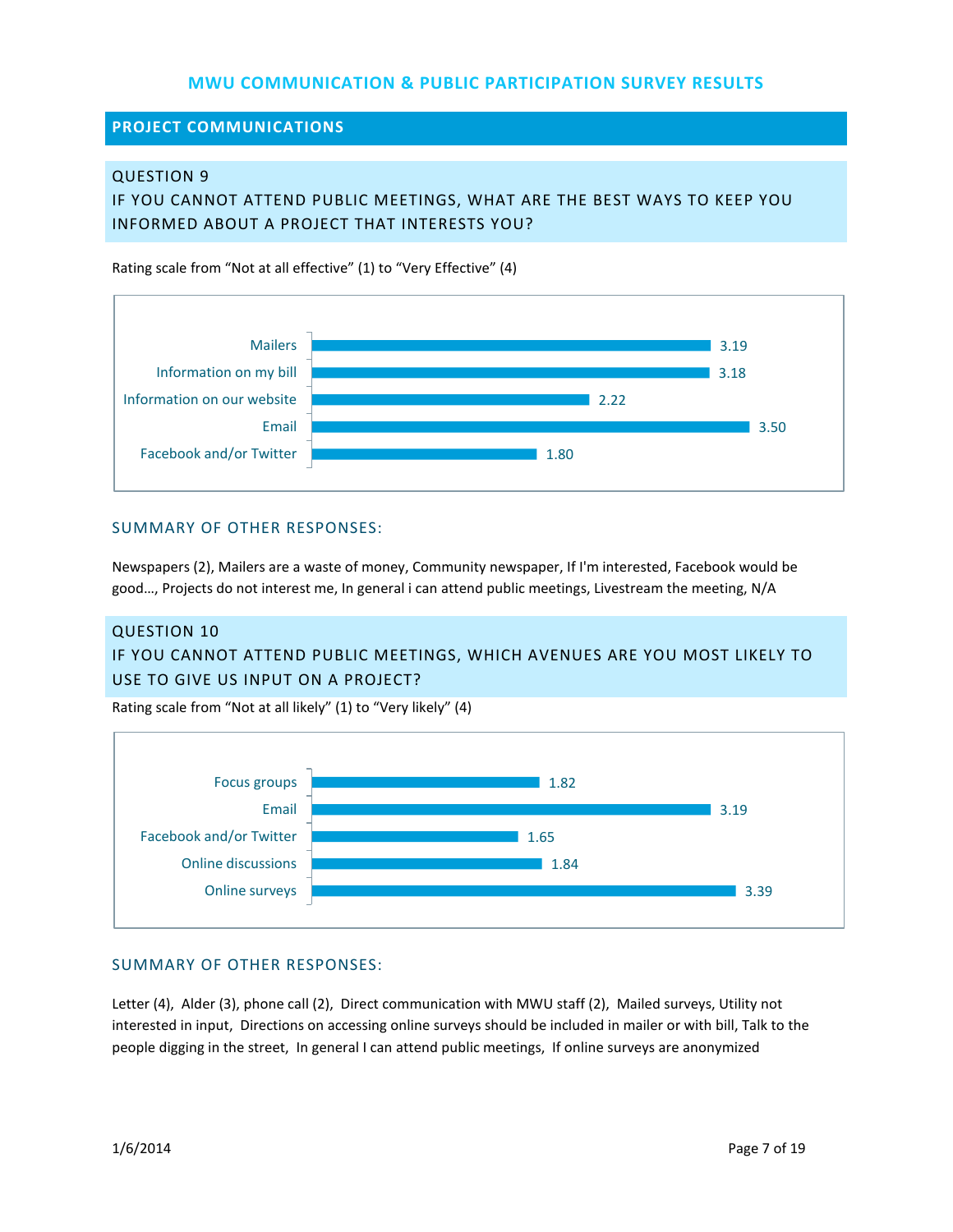# MWU COMMUNICATION & PUBLIC PARTICIPATION SURVEY RESULTS

## PROJECT COMMUNICATIONS

### QUESTION 9
### IF YOU CANNOT ATTEND PUBLIC MEETINGS, WHAT ARE THE BEST WAYS TO KEEP YOU INFORMED ABOUT A PROJECT THAT INTERESTS YOU?

Rating scale from "Not at all effective" (1) to "Very Effective" (4)

| Method | Rating |
| --- | --- |
| Mailers | 3.19 |
| Information on my bill | 3.18 |
| Information on our website | 2.22 |
| Email | 3.50 |
| Facebook and/or Twitter | 1.80 |

#### SUMMARY OF OTHER RESPONSES:

Newspapers (2), Mailers are a waste of money, Community newspaper, If I'm interested, Facebook would be good…, Projects do not interest me, In general i can attend public meetings, Livestream the meeting, N/A

### QUESTION 10
### IF YOU CANNOT ATTEND PUBLIC MEETINGS, WHICH AVENUES ARE YOU MOST LIKELY TO USE TO GIVE US INPUT ON A PROJECT?

Rating scale from "Not at all likely" (1) to "Very likely" (4)

| Avenue | Rating |
| --- | --- |
| Focus groups | 1.82 |
| Email | 3.19 |
| Facebook and/or Twitter | 1.65 |
| Online discussions | 1.84 |
| Online surveys | 3.39 |

#### SUMMARY OF OTHER RESPONSES:

Letter (4), Alder (3), phone call (2), Direct communication with MWU staff (2), Mailed surveys, Utility not interested in input, Directions on accessing online surveys should be included in mailer or with bill, Talk to the people digging in the street, In general I can attend public meetings, If online surveys are anonymized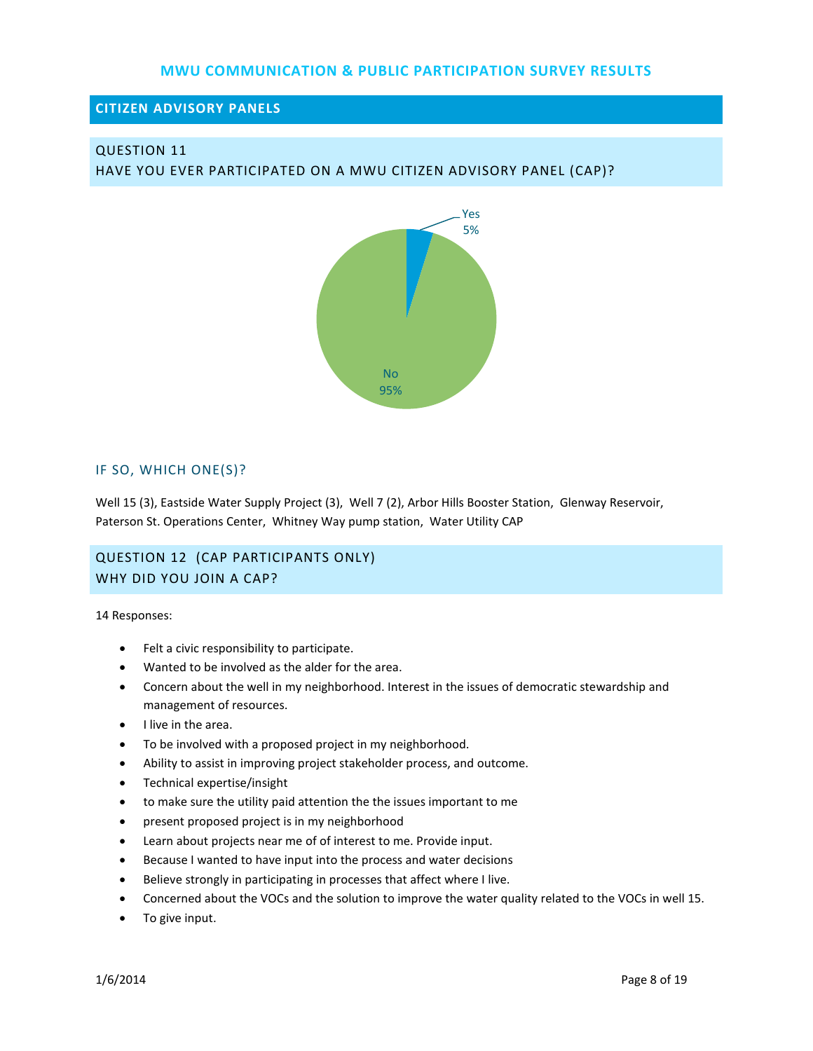# MWU COMMUNICATION & PUBLIC PARTICIPATION SURVEY RESULTS

## CITIZEN ADVISORY PANELS

### QUESTION 11
### HAVE YOU EVER PARTICIPATED ON A MWU CITIZEN ADVISORY PANEL (CAP)?

Yes 5%

No 95%

### IF SO, WHICH ONE(S)?

Well 15 (3), Eastside Water Supply Project (3), Well 7 (2), Arbor Hills Booster Station, Glenway Reservoir, Paterson St. Operations Center, Whitney Way pump station, Water Utility CAP

### QUESTION 12 (CAP PARTICIPANTS ONLY)
### WHY DID YOU JOIN A CAP?

14 Responses:

- Felt a civic responsibility to participate.
- Wanted to be involved as the alder for the area.
- Concern about the well in my neighborhood. Interest in the issues of democratic stewardship and management of resources.
- I live in the area.
- To be involved with a proposed project in my neighborhood.
- Ability to assist in improving project stakeholder process, and outcome.
- Technical expertise/insight
- to make sure the utility paid attention the the issues important to me
- present proposed project is in my neighborhood
- Learn about projects near me of of interest to me. Provide input.
- Because I wanted to have input into the process and water decisions
- Believe strongly in participating in processes that affect where I live.
- Concerned about the VOCs and the solution to improve the water quality related to the VOCs in well 15.
- To give input.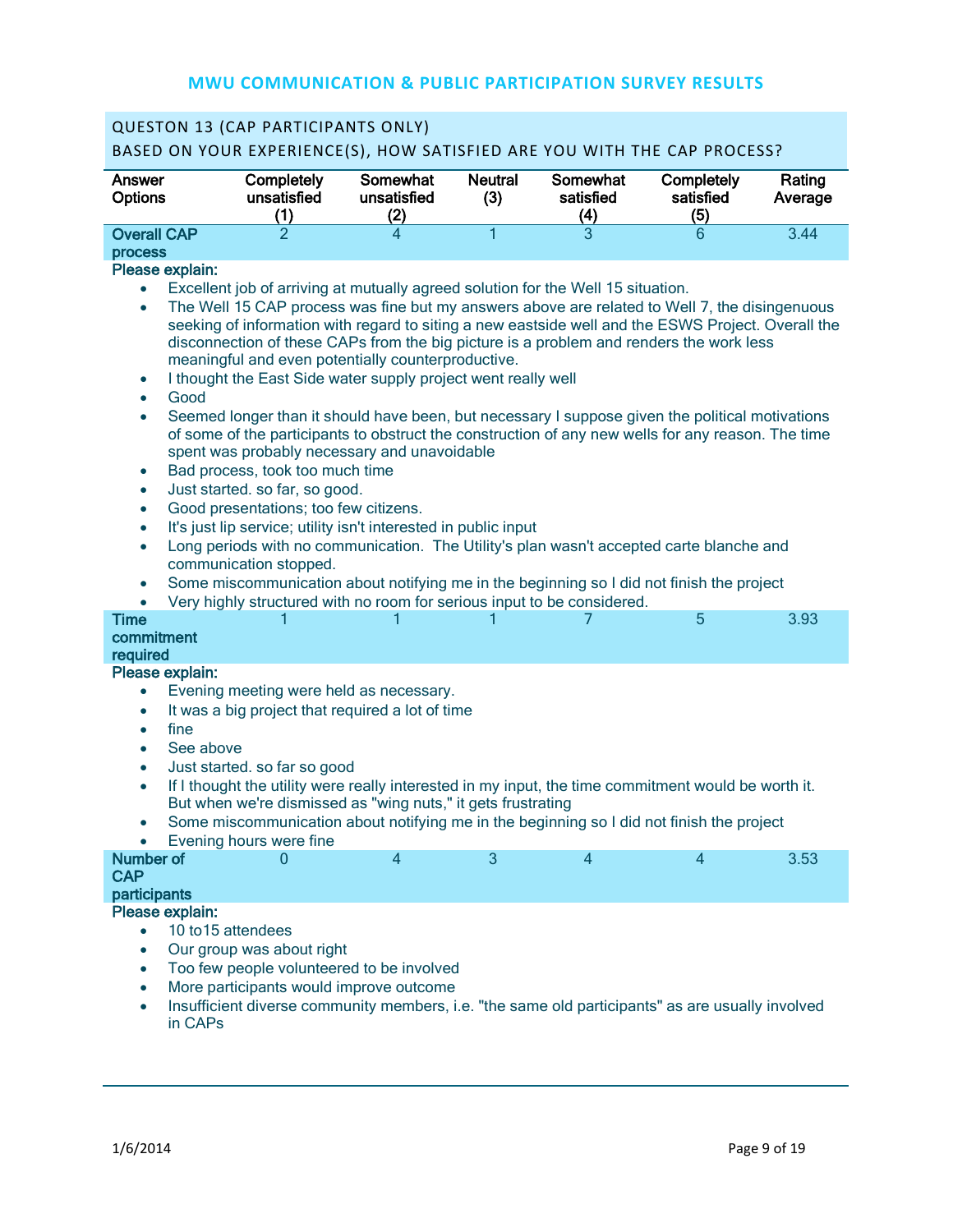# MWU COMMUNICATION & PUBLIC PARTICIPATION SURVEY RESULTS

## QUESTON 13 (CAP PARTICIPANTS ONLY)

### BASED ON YOUR EXPERIENCE(S), HOW SATISFIED ARE YOU WITH THE CAP PROCESS?

| Answer Options | Completely unsatisfied (1) | Somewhat unsatisfied (2) | Neutral (3) | Somewhat satisfied (4) | Completely satisfied (5) | Rating Average |
|---|---|---|---|---|---|---|
| Overall CAP process | 2 | 4 | 1 | 3 | 6 | 3.44 |

**Please explain:**

- Excellent job of arriving at mutually agreed solution for the Well 15 situation.
- The Well 15 CAP process was fine but my answers above are related to Well 7, the disingenuous seeking of information with regard to siting a new eastside well and the ESWS Project. Overall the disconnection of these CAPs from the big picture is a problem and renders the work less meaningful and even potentially counterproductive.
- I thought the East Side water supply project went really well
- Good
- Seemed longer than it should have been, but necessary I suppose given the political motivations of some of the participants to obstruct the construction of any new wells for any reason. The time spent was probably necessary and unavoidable
- Bad process, took too much time
- Just started. so far, so good.
- Good presentations; too few citizens.
- It's just lip service; utility isn't interested in public input
- Long periods with no communication. The Utility's plan wasn't accepted carte blanche and communication stopped.
- Some miscommunication about notifying me in the beginning so I did not finish the project
- Very highly structured with no room for serious input to be considered.

| Answer Options | Completely unsatisfied (1) | Somewhat unsatisfied (2) | Neutral (3) | Somewhat satisfied (4) | Completely satisfied (5) | Rating Average |
|---|---|---|---|---|---|---|
| Time commitment required | 1 | 1 | 1 | 7 | 5 | 3.93 |

**Please explain:**

- Evening meeting were held as necessary.
- It was a big project that required a lot of time
- fine
- See above
- Just started. so far so good
- If I thought the utility were really interested in my input, the time commitment would be worth it. But when we're dismissed as "wing nuts," it gets frustrating
- Some miscommunication about notifying me in the beginning so I did not finish the project
- Evening hours were fine

| Answer Options | Completely unsatisfied (1) | Somewhat unsatisfied (2) | Neutral (3) | Somewhat satisfied (4) | Completely satisfied (5) | Rating Average |
|---|---|---|---|---|---|---|
| Number of CAP participants | 0 | 4 | 3 | 4 | 4 | 3.53 |

**Please explain:**

- 10 to15 attendees
- Our group was about right
- Too few people volunteered to be involved
- More participants would improve outcome
- Insufficient diverse community members, i.e. "the same old participants" as are usually involved in CAPs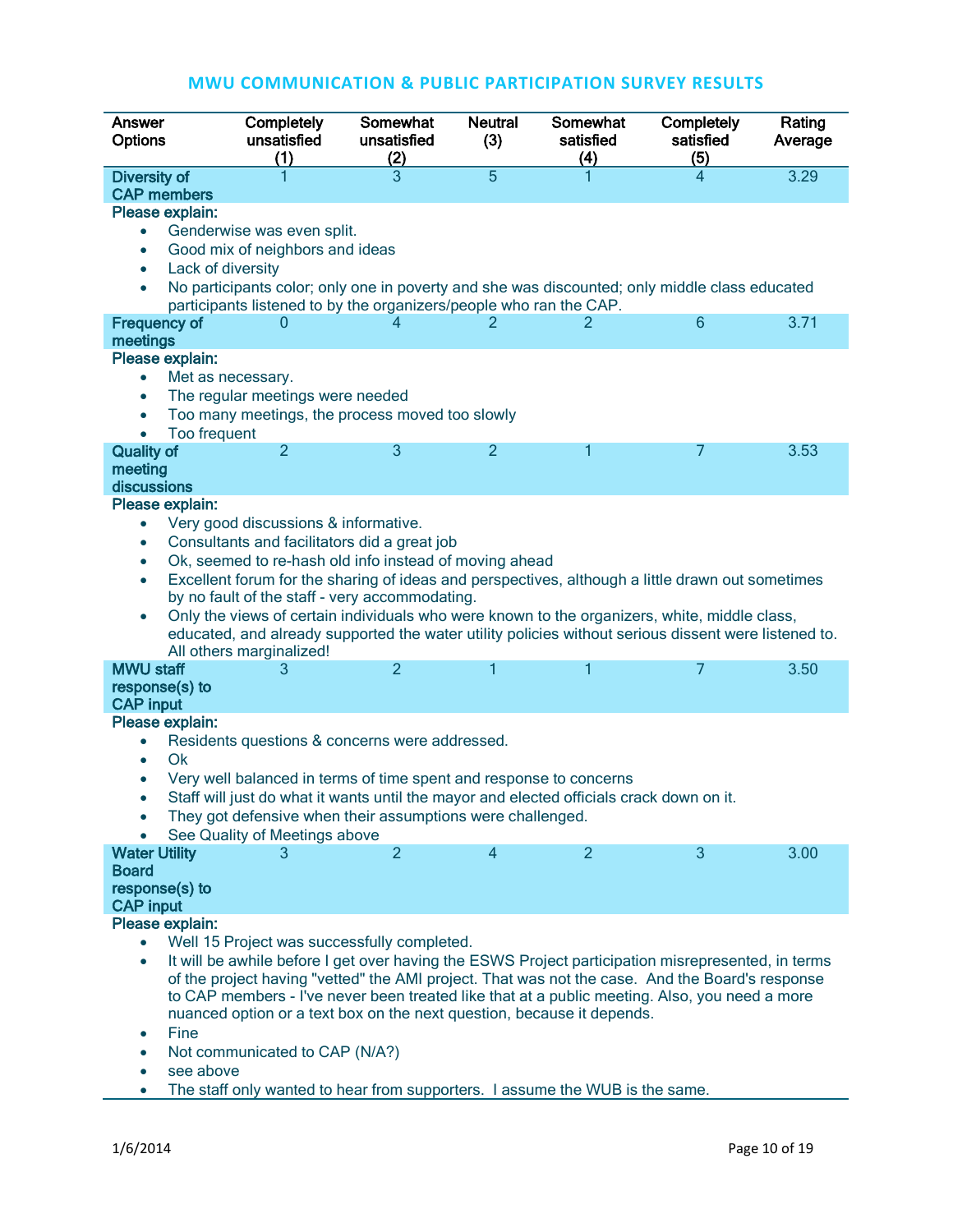# MWU COMMUNICATION & PUBLIC PARTICIPATION SURVEY RESULTS

| Answer Options | Completely unsatisfied (1) | Somewhat unsatisfied (2) | Neutral (3) | Somewhat satisfied (4) | Completely satisfied (5) | Rating Average |
|---|---|---|---|---|---|---|
| Diversity of CAP members | 1 | 3 | 5 | 1 | 4 | 3.29 |

**Please explain:**

- Genderwise was even split.
- Good mix of neighbors and ideas
- Lack of diversity
- No participants color; only one in poverty and she was discounted; only middle class educated participants listened to by the organizers/people who ran the CAP.

| Answer Options | Completely unsatisfied (1) | Somewhat unsatisfied (2) | Neutral (3) | Somewhat satisfied (4) | Completely satisfied (5) | Rating Average |
|---|---|---|---|---|---|---|
| Frequency of meetings | 0 | 4 | 2 | 2 | 6 | 3.71 |

**Please explain:**

- Met as necessary.
- The regular meetings were needed
- Too many meetings, the process moved too slowly
- Too frequent

| Answer Options | Completely unsatisfied (1) | Somewhat unsatisfied (2) | Neutral (3) | Somewhat satisfied (4) | Completely satisfied (5) | Rating Average |
|---|---|---|---|---|---|---|
| Quality of meeting discussions | 2 | 3 | 2 | 1 | 7 | 3.53 |

**Please explain:**

- Very good discussions & informative.
- Consultants and facilitators did a great job
- Ok, seemed to re-hash old info instead of moving ahead
- Excellent forum for the sharing of ideas and perspectives, although a little drawn out sometimes by no fault of the staff - very accommodating.
- Only the views of certain individuals who were known to the organizers, white, middle class, educated, and already supported the water utility policies without serious dissent were listened to. All others marginalized!

| Answer Options | Completely unsatisfied (1) | Somewhat unsatisfied (2) | Neutral (3) | Somewhat satisfied (4) | Completely satisfied (5) | Rating Average |
|---|---|---|---|---|---|---|
| MWU staff response(s) to CAP input | 3 | 2 | 1 | 1 | 7 | 3.50 |

**Please explain:**

- Residents questions & concerns were addressed.
- Ok
- Very well balanced in terms of time spent and response to concerns
- Staff will just do what it wants until the mayor and elected officials crack down on it.
- They got defensive when their assumptions were challenged.
- See Quality of Meetings above

| Answer Options | Completely unsatisfied (1) | Somewhat unsatisfied (2) | Neutral (3) | Somewhat satisfied (4) | Completely satisfied (5) | Rating Average |
|---|---|---|---|---|---|---|
| Water Utility Board response(s) to CAP input | 3 | 2 | 4 | 2 | 3 | 3.00 |

**Please explain:**

- Well 15 Project was successfully completed.
- It will be awhile before I get over having the ESWS Project participation misrepresented, in terms of the project having "vetted" the AMI project. That was not the case. And the Board's response to CAP members - I've never been treated like that at a public meeting. Also, you need a more nuanced option or a text box on the next question, because it depends.
- Fine
- Not communicated to CAP (N/A?)
- see above
- The staff only wanted to hear from supporters. I assume the WUB is the same.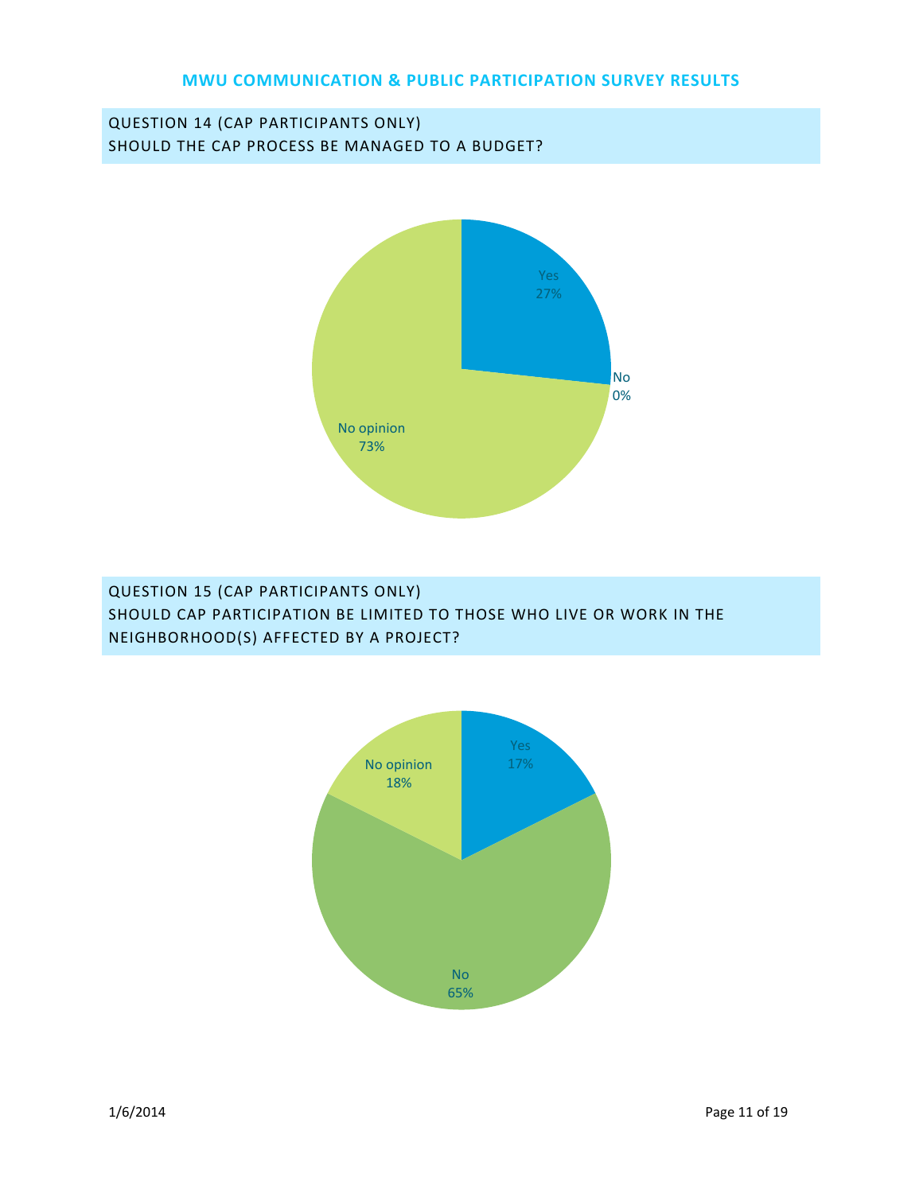# MWU COMMUNICATION & PUBLIC PARTICIPATION SURVEY RESULTS

## QUESTION 14 (CAP PARTICIPANTS ONLY)
## SHOULD THE CAP PROCESS BE MANAGED TO A BUDGET?

Yes
27%

No
0%

No opinion
73%

## QUESTION 15 (CAP PARTICIPANTS ONLY)
## SHOULD CAP PARTICIPATION BE LIMITED TO THOSE WHO LIVE OR WORK IN THE NEIGHBORHOOD(S) AFFECTED BY A PROJECT?

Yes
17%

No opinion
18%

No
65%

1/6/2014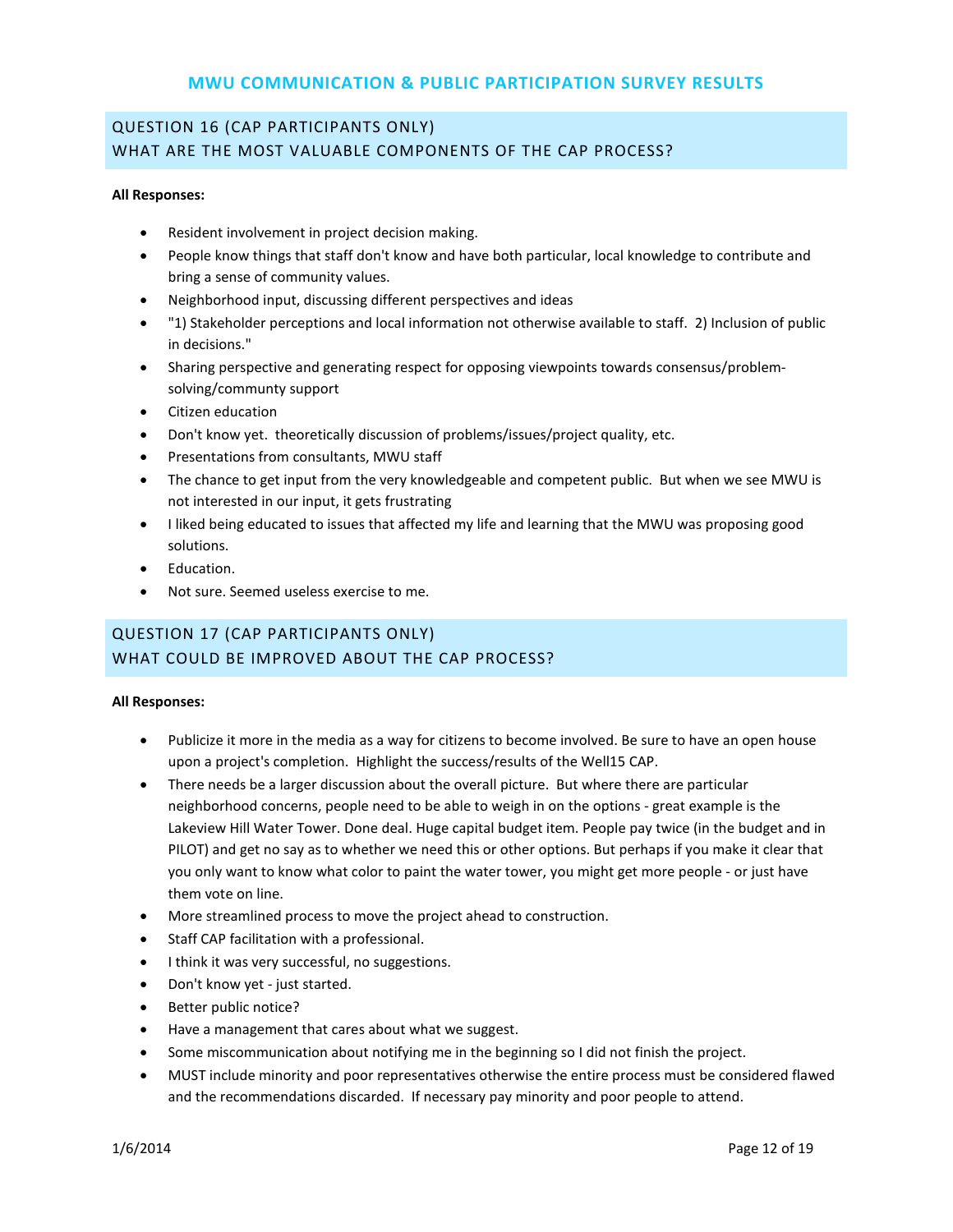# MWU COMMUNICATION & PUBLIC PARTICIPATION SURVEY RESULTS

## QUESTION 16 (CAP PARTICIPANTS ONLY) WHAT ARE THE MOST VALUABLE COMPONENTS OF THE CAP PROCESS?

**All Responses:**

- Resident involvement in project decision making.
- People know things that staff don't know and have both particular, local knowledge to contribute and bring a sense of community values.
- Neighborhood input, discussing different perspectives and ideas
- "1) Stakeholder perceptions and local information not otherwise available to staff. 2) Inclusion of public in decisions."
- Sharing perspective and generating respect for opposing viewpoints towards consensus/problem-solving/communty support
- Citizen education
- Don't know yet. theoretically discussion of problems/issues/project quality, etc.
- Presentations from consultants, MWU staff
- The chance to get input from the very knowledgeable and competent public. But when we see MWU is not interested in our input, it gets frustrating
- I liked being educated to issues that affected my life and learning that the MWU was proposing good solutions.
- Education.
- Not sure. Seemed useless exercise to me.

## QUESTION 17 (CAP PARTICIPANTS ONLY) WHAT COULD BE IMPROVED ABOUT THE CAP PROCESS?

**All Responses:**

- Publicize it more in the media as a way for citizens to become involved. Be sure to have an open house upon a project's completion. Highlight the success/results of the Well15 CAP.
- There needs be a larger discussion about the overall picture. But where there are particular neighborhood concerns, people need to be able to weigh in on the options - great example is the Lakeview Hill Water Tower. Done deal. Huge capital budget item. People pay twice (in the budget and in PILOT) and get no say as to whether we need this or other options. But perhaps if you make it clear that you only want to know what color to paint the water tower, you might get more people - or just have them vote on line.
- More streamlined process to move the project ahead to construction.
- Staff CAP facilitation with a professional.
- I think it was very successful, no suggestions.
- Don't know yet - just started.
- Better public notice?
- Have a management that cares about what we suggest.
- Some miscommunication about notifying me in the beginning so I did not finish the project.
- MUST include minority and poor representatives otherwise the entire process must be considered flawed and the recommendations discarded. If necessary pay minority and poor people to attend.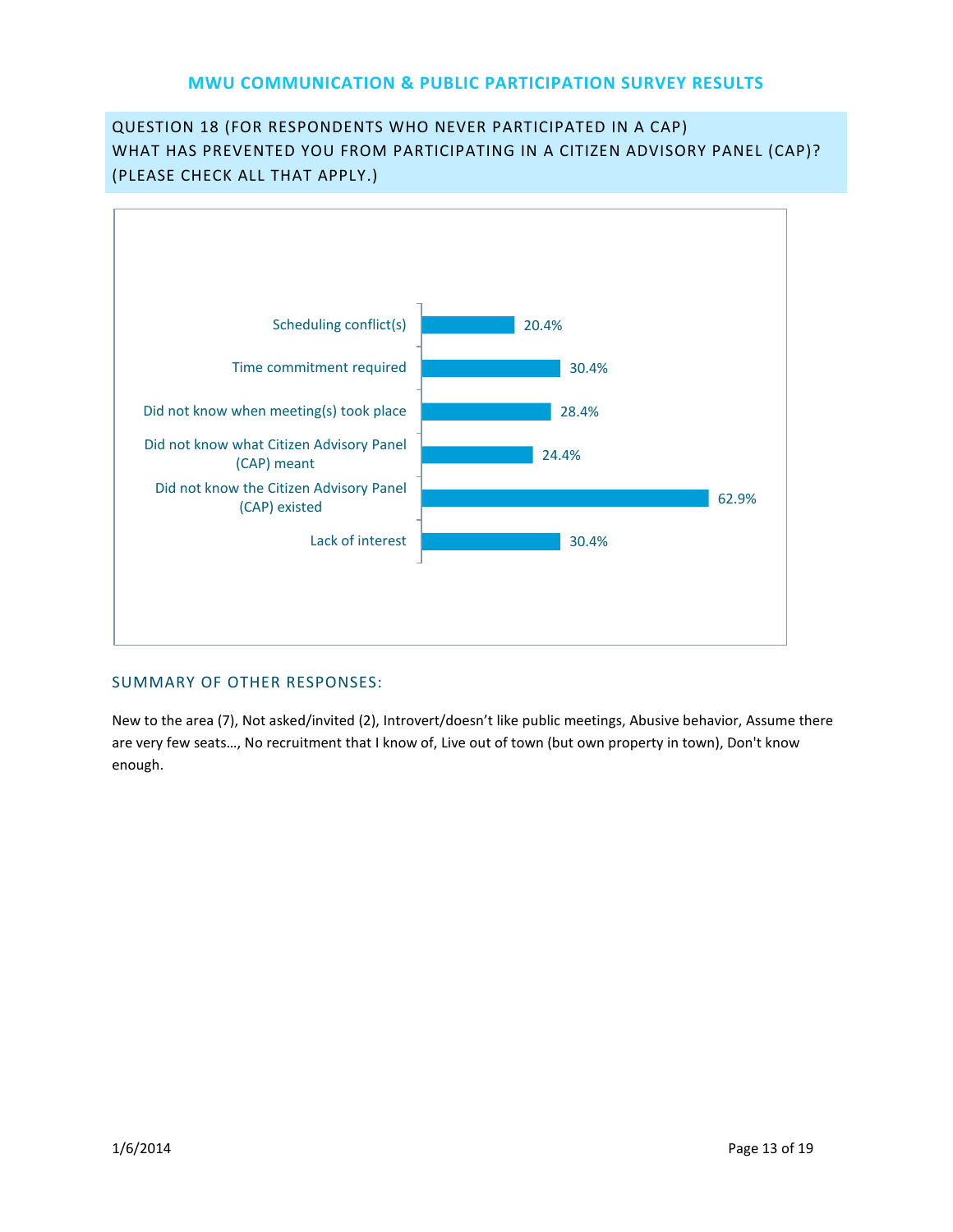# MWU COMMUNICATION & PUBLIC PARTICIPATION SURVEY RESULTS

## QUESTION 18 (FOR RESPONDENTS WHO NEVER PARTICIPATED IN A CAP) WHAT HAS PREVENTED YOU FROM PARTICIPATING IN A CITIZEN ADVISORY PANEL (CAP)? (PLEASE CHECK ALL THAT APPLY.)

| Response | Percent |
| --- | --- |
| Scheduling conflict(s) | 20.4% |
| Time commitment required | 30.4% |
| Did not know when meeting(s) took place | 28.4% |
| Did not know what Citizen Advisory Panel (CAP) meant | 24.4% |
| Did not know the Citizen Advisory Panel (CAP) existed | 62.9% |
| Lack of interest | 30.4% |

### SUMMARY OF OTHER RESPONSES:

New to the area (7), Not asked/invited (2), Introvert/doesn't like public meetings, Abusive behavior, Assume there are very few seats…, No recruitment that I know of, Live out of town (but own property in town), Don't know enough.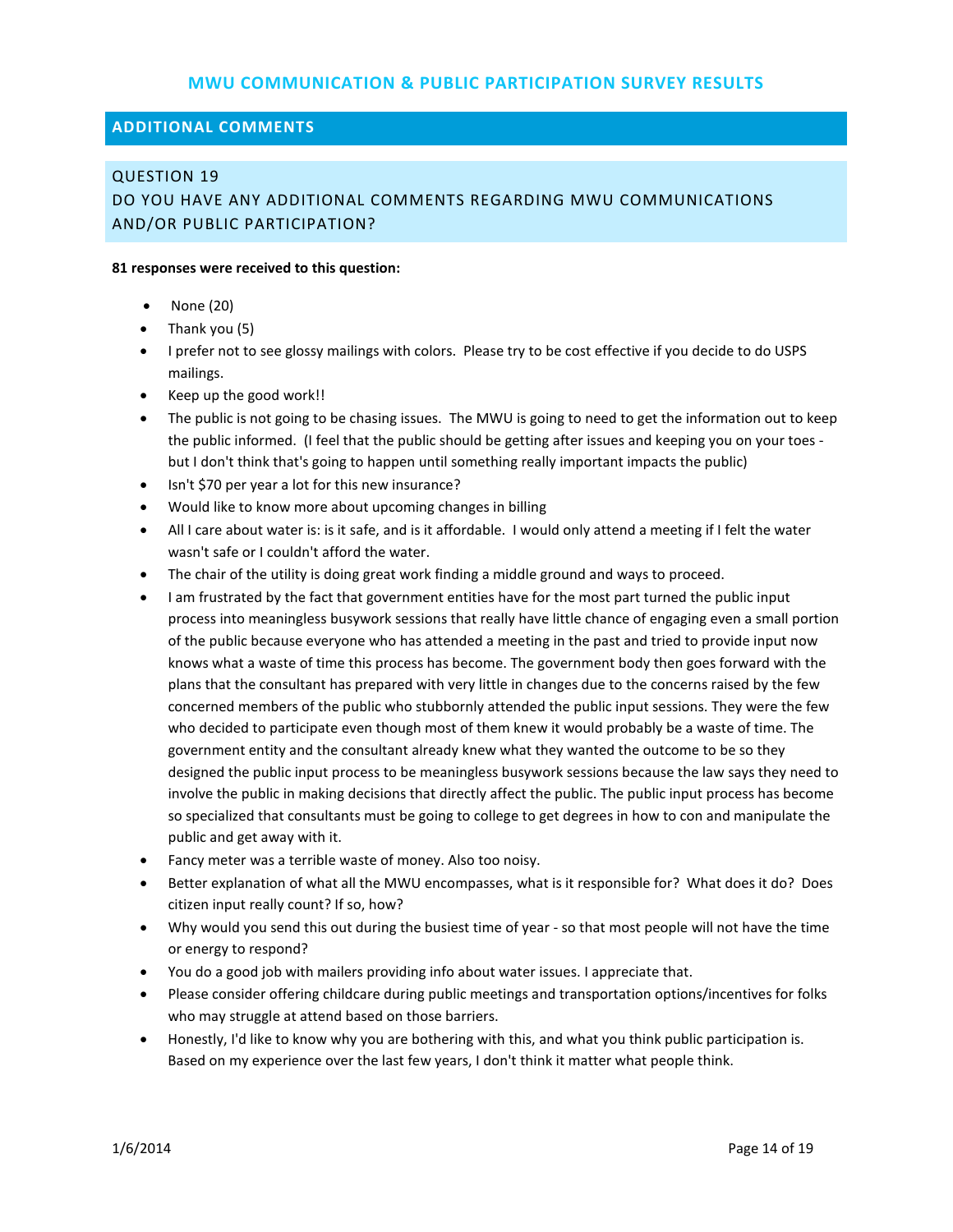# MWU COMMUNICATION & PUBLIC PARTICIPATION SURVEY RESULTS

## ADDITIONAL COMMENTS

### QUESTION 19
### DO YOU HAVE ANY ADDITIONAL COMMENTS REGARDING MWU COMMUNICATIONS AND/OR PUBLIC PARTICIPATION?

**81 responses were received to this question:**

- None (20)
- Thank you (5)
- I prefer not to see glossy mailings with colors. Please try to be cost effective if you decide to do USPS mailings.
- Keep up the good work!!
- The public is not going to be chasing issues. The MWU is going to need to get the information out to keep the public informed. (I feel that the public should be getting after issues and keeping you on your toes - but I don't think that's going to happen until something really important impacts the public)
- Isn't $70 per year a lot for this new insurance?
- Would like to know more about upcoming changes in billing
- All I care about water is: is it safe, and is it affordable. I would only attend a meeting if I felt the water wasn't safe or I couldn't afford the water.
- The chair of the utility is doing great work finding a middle ground and ways to proceed.
- I am frustrated by the fact that government entities have for the most part turned the public input process into meaningless busywork sessions that really have little chance of engaging even a small portion of the public because everyone who has attended a meeting in the past and tried to provide input now knows what a waste of time this process has become. The government body then goes forward with the plans that the consultant has prepared with very little in changes due to the concerns raised by the few concerned members of the public who stubbornly attended the public input sessions. They were the few who decided to participate even though most of them knew it would probably be a waste of time. The government entity and the consultant already knew what they wanted the outcome to be so they designed the public input process to be meaningless busywork sessions because the law says they need to involve the public in making decisions that directly affect the public. The public input process has become so specialized that consultants must be going to college to get degrees in how to con and manipulate the public and get away with it.
- Fancy meter was a terrible waste of money. Also too noisy.
- Better explanation of what all the MWU encompasses, what is it responsible for? What does it do? Does citizen input really count? If so, how?
- Why would you send this out during the busiest time of year - so that most people will not have the time or energy to respond?
- You do a good job with mailers providing info about water issues. I appreciate that.
- Please consider offering childcare during public meetings and transportation options/incentives for folks who may struggle at attend based on those barriers.
- Honestly, I'd like to know why you are bothering with this, and what you think public participation is. Based on my experience over the last few years, I don't think it matter what people think.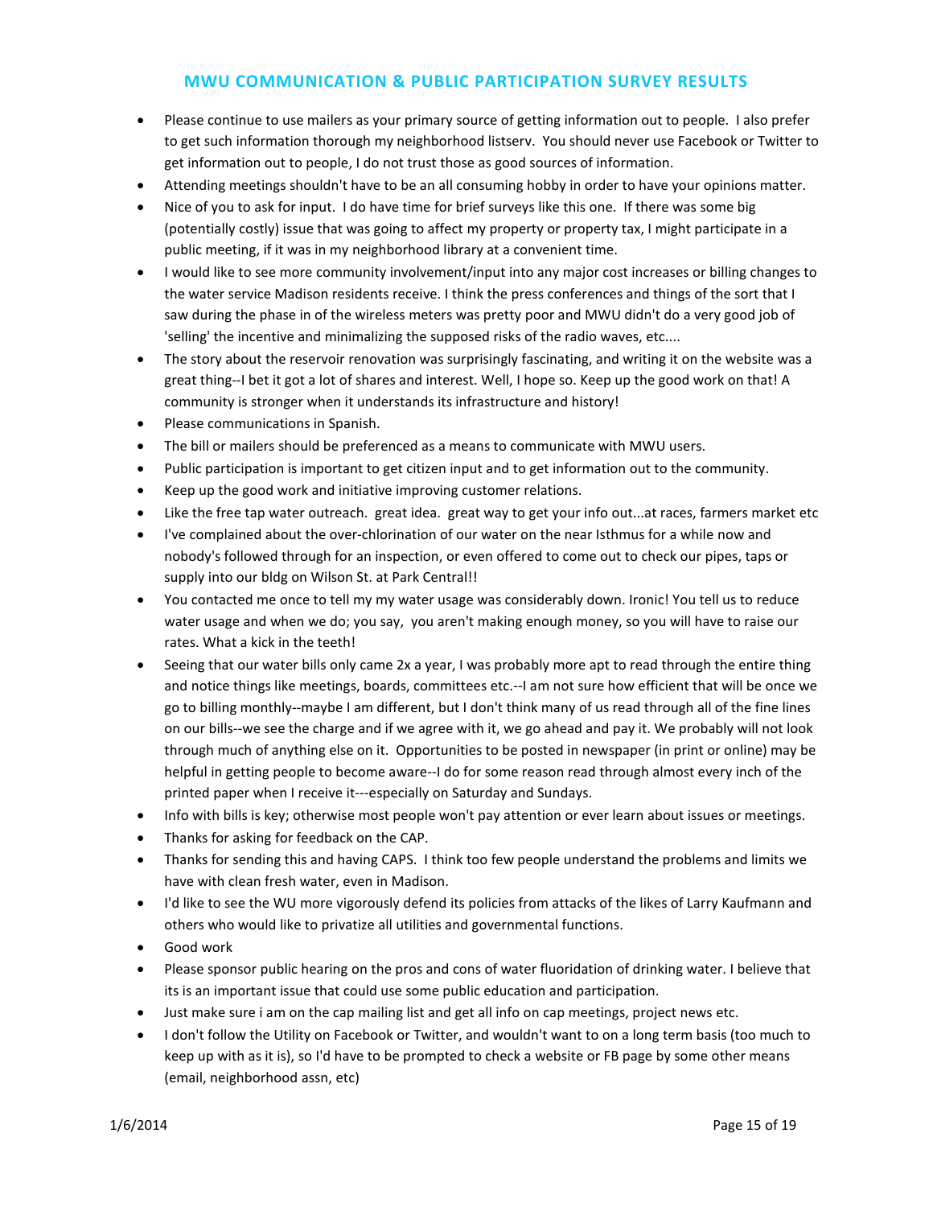## MWU COMMUNICATION & PUBLIC PARTICIPATION SURVEY RESULTS

- Please continue to use mailers as your primary source of getting information out to people. I also prefer to get such information thorough my neighborhood listserv. You should never use Facebook or Twitter to get information out to people, I do not trust those as good sources of information.
- Attending meetings shouldn't have to be an all consuming hobby in order to have your opinions matter.
- Nice of you to ask for input. I do have time for brief surveys like this one. If there was some big (potentially costly) issue that was going to affect my property or property tax, I might participate in a public meeting, if it was in my neighborhood library at a convenient time.
- I would like to see more community involvement/input into any major cost increases or billing changes to the water service Madison residents receive. I think the press conferences and things of the sort that I saw during the phase in of the wireless meters was pretty poor and MWU didn't do a very good job of 'selling' the incentive and minimalizing the supposed risks of the radio waves, etc....
- The story about the reservoir renovation was surprisingly fascinating, and writing it on the website was a great thing--I bet it got a lot of shares and interest. Well, I hope so. Keep up the good work on that! A community is stronger when it understands its infrastructure and history!
- Please communications in Spanish.
- The bill or mailers should be preferenced as a means to communicate with MWU users.
- Public participation is important to get citizen input and to get information out to the community.
- Keep up the good work and initiative improving customer relations.
- Like the free tap water outreach. great idea. great way to get your info out...at races, farmers market etc
- I've complained about the over-chlorination of our water on the near Isthmus for a while now and nobody's followed through for an inspection, or even offered to come out to check our pipes, taps or supply into our bldg on Wilson St. at Park Central!!
- You contacted me once to tell my my water usage was considerably down. Ironic! You tell us to reduce water usage and when we do; you say, you aren't making enough money, so you will have to raise our rates. What a kick in the teeth!
- Seeing that our water bills only came 2x a year, I was probably more apt to read through the entire thing and notice things like meetings, boards, committees etc.--I am not sure how efficient that will be once we go to billing monthly--maybe I am different, but I don't think many of us read through all of the fine lines on our bills--we see the charge and if we agree with it, we go ahead and pay it. We probably will not look through much of anything else on it. Opportunities to be posted in newspaper (in print or online) may be helpful in getting people to become aware--I do for some reason read through almost every inch of the printed paper when I receive it---especially on Saturday and Sundays.
- Info with bills is key; otherwise most people won't pay attention or ever learn about issues or meetings.
- Thanks for asking for feedback on the CAP.
- Thanks for sending this and having CAPS. I think too few people understand the problems and limits we have with clean fresh water, even in Madison.
- I'd like to see the WU more vigorously defend its policies from attacks of the likes of Larry Kaufmann and others who would like to privatize all utilities and governmental functions.
- Good work
- Please sponsor public hearing on the pros and cons of water fluoridation of drinking water. I believe that its is an important issue that could use some public education and participation.
- Just make sure i am on the cap mailing list and get all info on cap meetings, project news etc.
- I don't follow the Utility on Facebook or Twitter, and wouldn't want to on a long term basis (too much to keep up with as it is), so I'd have to be prompted to check a website or FB page by some other means (email, neighborhood assn, etc)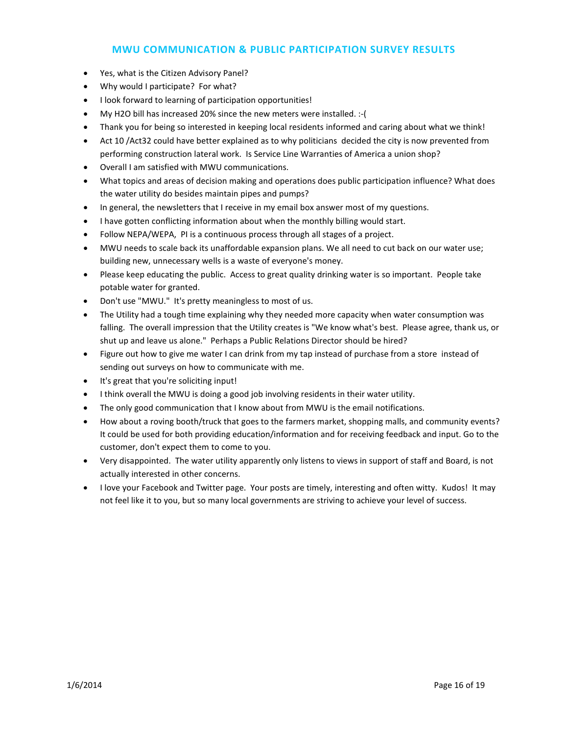## MWU COMMUNICATION & PUBLIC PARTICIPATION SURVEY RESULTS

- Yes, what is the Citizen Advisory Panel?
- Why would I participate? For what?
- I look forward to learning of participation opportunities!
- My H2O bill has increased 20% since the new meters were installed. :-(
- Thank you for being so interested in keeping local residents informed and caring about what we think!
- Act 10 /Act32 could have better explained as to why politicians decided the city is now prevented from performing construction lateral work. Is Service Line Warranties of America a union shop?
- Overall I am satisfied with MWU communications.
- What topics and areas of decision making and operations does public participation influence? What does the water utility do besides maintain pipes and pumps?
- In general, the newsletters that I receive in my email box answer most of my questions.
- I have gotten conflicting information about when the monthly billing would start.
- Follow NEPA/WEPA, PI is a continuous process through all stages of a project.
- MWU needs to scale back its unaffordable expansion plans. We all need to cut back on our water use; building new, unnecessary wells is a waste of everyone's money.
- Please keep educating the public. Access to great quality drinking water is so important. People take potable water for granted.
- Don't use "MWU." It's pretty meaningless to most of us.
- The Utility had a tough time explaining why they needed more capacity when water consumption was falling. The overall impression that the Utility creates is "We know what's best. Please agree, thank us, or shut up and leave us alone." Perhaps a Public Relations Director should be hired?
- Figure out how to give me water I can drink from my tap instead of purchase from a store instead of sending out surveys on how to communicate with me.
- It's great that you're soliciting input!
- I think overall the MWU is doing a good job involving residents in their water utility.
- The only good communication that I know about from MWU is the email notifications.
- How about a roving booth/truck that goes to the farmers market, shopping malls, and community events? It could be used for both providing education/information and for receiving feedback and input. Go to the customer, don't expect them to come to you.
- Very disappointed. The water utility apparently only listens to views in support of staff and Board, is not actually interested in other concerns.
- I love your Facebook and Twitter page. Your posts are timely, interesting and often witty. Kudos! It may not feel like it to you, but so many local governments are striving to achieve your level of success.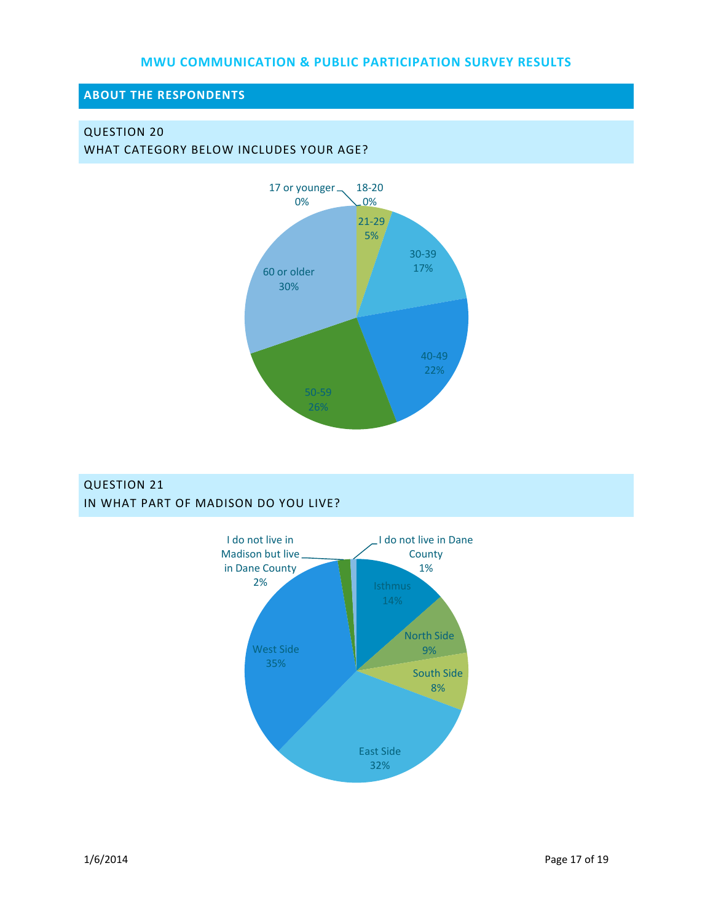# MWU COMMUNICATION & PUBLIC PARTICIPATION SURVEY RESULTS

## ABOUT THE RESPONDENTS

### QUESTION 20
WHAT CATEGORY BELOW INCLUDES YOUR AGE?

| Age | Percent |
| --- | --- |
| 17 or younger | 0% |
| 18-20 | 0% |
| 21-29 | 5% |
| 30-39 | 17% |
| 40-49 | 22% |
| 50-59 | 26% |
| 60 or older | 30% |

### QUESTION 21
IN WHAT PART OF MADISON DO YOU LIVE?

| Area | Percent |
| --- | --- |
| Isthmus | 14% |
| North Side | 9% |
| South Side | 8% |
| East Side | 32% |
| West Side | 35% |
| I do not live in Madison but live in Dane County | 2% |
| I do not live in Dane County | 1% |

1/6/2014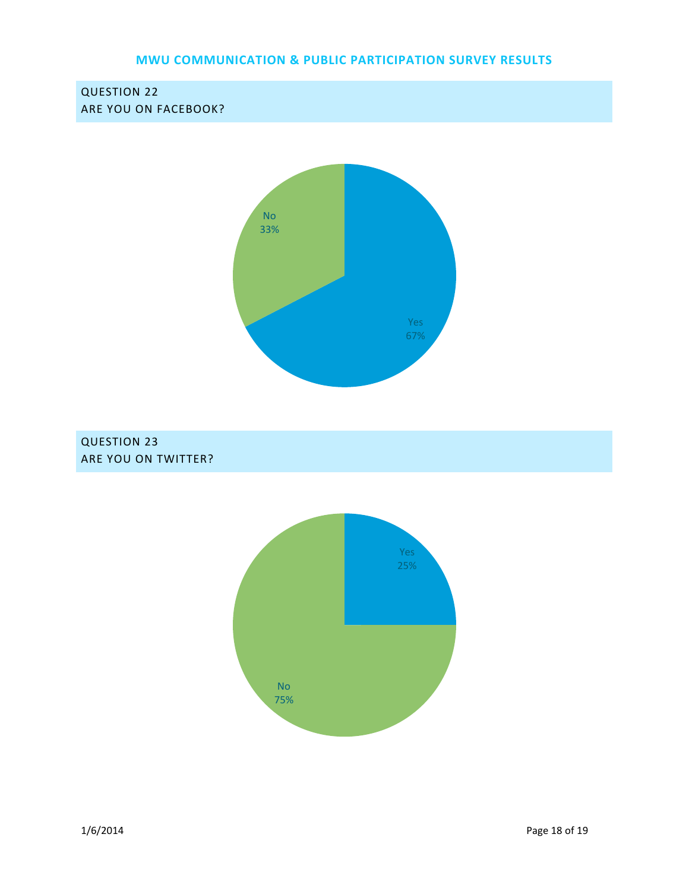# MWU COMMUNICATION & PUBLIC PARTICIPATION SURVEY RESULTS

## QUESTION 22
ARE YOU ON FACEBOOK?

No
33%

Yes
67%

## QUESTION 23
ARE YOU ON TWITTER?

Yes
25%

No
75%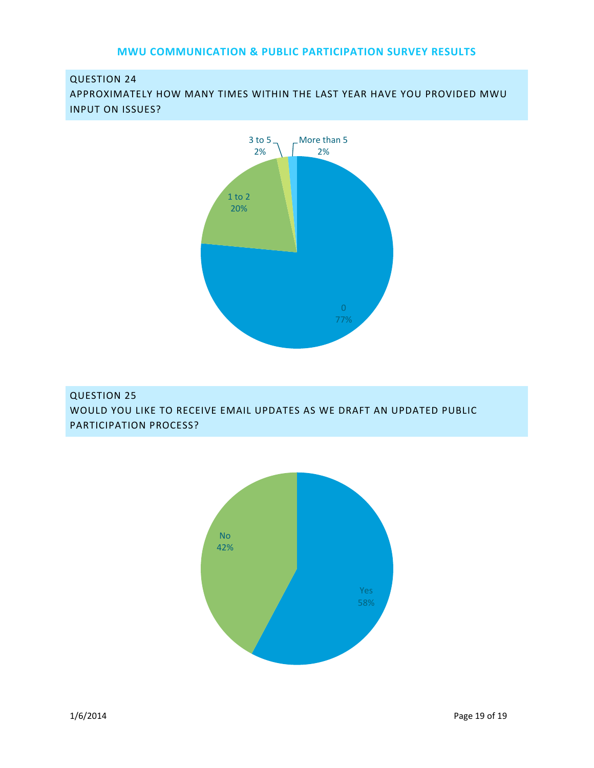## MWU COMMUNICATION & PUBLIC PARTICIPATION SURVEY RESULTS

### QUESTION 24
### APPROXIMATELY HOW MANY TIMES WITHIN THE LAST YEAR HAVE YOU PROVIDED MWU INPUT ON ISSUES?

3 to 5
2%

More than 5
2%

1 to 2
20%

0
77%

### QUESTION 25
### WOULD YOU LIKE TO RECEIVE EMAIL UPDATES AS WE DRAFT AN UPDATED PUBLIC PARTICIPATION PROCESS?

No
42%

Yes
58%

1/6/2014